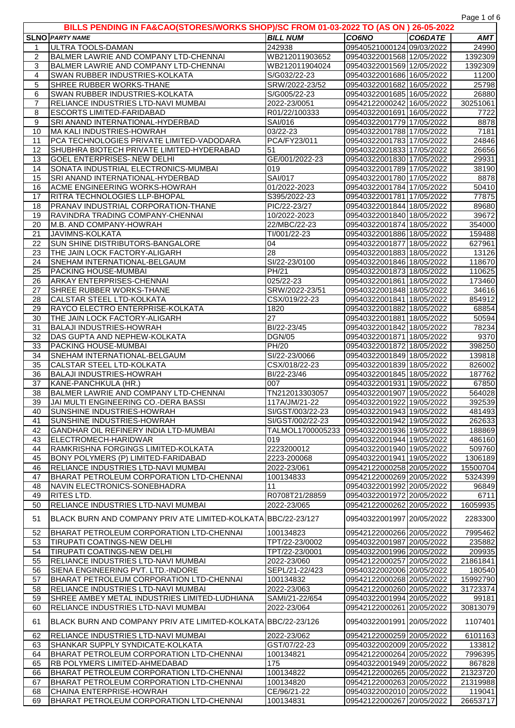## BILLS PENDING IN FA&CAO(STORES/WORKS SHOP)/SC FROM 01-03-2022 TO (AS ON ) 26-05-2022

| SLNO | PARTY NAME | BILL NUM | CO6NO | CO6DATE | AMT |
|---|---|---|---|---|---|
| 1 | ULTRA TOOLS-DAMAN | 242938 | 09540521000124 | 09/03/2022 | 24990 |
| 2 | BALMER LAWRIE AND COMPANY LTD-CHENNAI | WB212011903652 | 09540322001568 | 12/05/2022 | 1392309 |
| 3 | BALMER LAWRIE AND COMPANY LTD-CHENNAI | WB212011904024 | 09540322001569 | 12/05/2022 | 1392309 |
| 4 | SWAN RUBBER INDUSTRIES-KOLKATA | S/G032/22-23 | 09540322001686 | 16/05/2022 | 11200 |
| 5 | SHREE RUBBER WORKS-THANE | SRW/2022-23/52 | 09540322001682 | 16/05/2022 | 25798 |
| 6 | SWAN RUBBER INDUSTRIES-KOLKATA | S/G005/22-23 | 09540322001685 | 16/05/2022 | 26880 |
| 7 | RELIANCE INDUSTRIES LTD-NAVI MUMBAI | 2022-23/0051 | 09542122000242 | 16/05/2022 | 30251061 |
| 8 | ESCORTS LIMITED-FARIDABAD | R01/22/100333 | 09540322001691 | 16/05/2022 | 7722 |
| 9 | SRI ANAND INTERNATIONAL-HYDERBAD | SAI/016 | 09540322001779 | 17/05/2022 | 8878 |
| 10 | MA KALI INDUSTRIES-HOWRAH | 03/22-23 | 09540322001788 | 17/05/2022 | 7181 |
| 11 | PCA TECHNOLOGIES PRIVATE LIMITED-VADODARA | PCA/FY23/011 | 09540322001783 | 17/05/2022 | 24846 |
| 12 | SHUBHRA BIOTECH PRIVATE LIMITED-HYDERABAD | 51 | 09540322001833 | 17/05/2022 | 26656 |
| 13 | GOEL ENTERPRISES-.NEW DELHI | GE/001/2022-23 | 09540322001830 | 17/05/2022 | 29931 |
| 14 | SONATA INDUSTRIAL ELECTRONICS-MUMBAI | 019 | 09540322001789 | 17/05/2022 | 38190 |
| 15 | SRI ANAND INTERNATIONAL-HYDERBAD | SAI/017 | 09540322001780 | 17/05/2022 | 8878 |
| 16 | ACME ENGINEERING WORKS-HOWRAH | 01/2022-2023 | 09540322001784 | 17/05/2022 | 50410 |
| 17 | RITRA TECHNOLOGIES LLP-BHOPAL | S395/2022-23 | 09540322001781 | 17/05/2022 | 77875 |
| 18 | PRANAV INDUSTRIAL CORPORATION-THANE | PIC/22-23/27 | 09540322001844 | 18/05/2022 | 89680 |
| 19 | RAVINDRA TRADING COMPANY-CHENNAI | 10/2022-2023 | 09540322001840 | 18/05/2022 | 39672 |
| 20 | M.B. AND COMPANY-HOWRAH | 22/MBC/22-23 | 09540322001874 | 18/05/2022 | 354000 |
| 21 | JAVIMNS-KOLKATA | TI/001/22-23 | 09540322001886 | 18/05/2022 | 159488 |
| 22 | SUN SHINE DISTRIBUTORS-BANGALORE | 04 | 09540322001877 | 18/05/2022 | 627961 |
| 23 | THE JAIN LOCK FACTORY-ALIGARH | 28 | 09540322001883 | 18/05/2022 | 13126 |
| 24 | SNEHAM INTERNATIONAL-BELGAUM | SI/22-23/0100 | 09540322001846 | 18/05/2022 | 118670 |
| 25 | PACKING HOUSE-MUMBAI | PH/21 | 09540322001873 | 18/05/2022 | 110625 |
| 26 | ARKAY ENTERPRISES-CHENNAI | 025/22-23 | 09540322001861 | 18/05/2022 | 173460 |
| 27 | SHREE RUBBER WORKS-THANE | SRW/2022-23/51 | 09540322001848 | 18/05/2022 | 34616 |
| 28 | CALSTAR STEEL LTD-KOLKATA | CSX/019/22-23 | 09540322001841 | 18/05/2022 | 854912 |
| 29 | RAYCO ELECTRO ENTERPRISE-KOLKATA | 1820 | 09540322001882 | 18/05/2022 | 68854 |
| 30 | THE JAIN LOCK FACTORY-ALIGARH | 27 | 09540322001881 | 18/05/2022 | 50594 |
| 31 | BALAJI INDUSTRIES-HOWRAH | BI/22-23/45 | 09540322001842 | 18/05/2022 | 78234 |
| 32 | DAS GUPTA AND NEPHEW-KOLKATA | DGN/05 | 09540322001871 | 18/05/2022 | 9370 |
| 33 | PACKING HOUSE-MUMBAI | PH/20 | 09540322001872 | 18/05/2022 | 398250 |
| 34 | SNEHAM INTERNATIONAL-BELGAUM | SI/22-23/0066 | 09540322001849 | 18/05/2022 | 139818 |
| 35 | CALSTAR STEEL LTD-KOLKATA | CSX/018/22-23 | 09540322001839 | 18/05/2022 | 826002 |
| 36 | BALAJI INDUSTRIES-HOWRAH | BI/22-23/46 | 09540322001845 | 18/05/2022 | 187762 |
| 37 | KANE-PANCHKULA (HR.) | 007 | 09540322001931 | 19/05/2022 | 67850 |
| 38 | BALMER LAWRIE AND COMPANY LTD-CHENNAI | TN212013303057 | 09540322001907 | 19/05/2022 | 564028 |
| 39 | JAI MULTI ENGINEERING CO.-DERA BASSI | 117A/JM/21-22 | 09540322001922 | 19/05/2022 | 392539 |
| 40 | SUNSHINE INDUSTRIES-HOWRAH | SI/GST/003/22-23 | 09540322001943 | 19/05/2022 | 481493 |
| 41 | SUNSHINE INDUSTRIES-HOWRAH | SI/GST/002/22-23 | 09540322001942 | 19/05/2022 | 262633 |
| 42 | GANDHAR OIL REFINERY INDIA LTD-MUMBAI | TALMOL1700005233 | 09540322001936 | 19/05/2022 | 188869 |
| 43 | ELECTROMECH-HARIDWAR | 019 | 09540322001944 | 19/05/2022 | 486160 |
| 44 | RAMKRISHNA FORGINGS LIMITED-KOLKATA | 2223200012 | 09540322001940 | 19/05/2022 | 509760 |
| 45 | BONY POLYMERS (P) LIMITED-FARIDABAD | 2223-200068 | 09540322001941 | 19/05/2022 | 1306189 |
| 46 | RELIANCE INDUSTRIES LTD-NAVI MUMBAI | 2022-23/061 | 09542122000258 | 20/05/2022 | 15500704 |
| 47 | BHARAT PETROLEUM CORPORATION LTD-CHENNAI | 100134833 | 09542122000269 | 20/05/2022 | 5324399 |
| 48 | NAVIN ELECTRONICS-SONEBHADRA | 11 | 09540322001992 | 20/05/2022 | 96849 |
| 49 | RITES LTD. | R0708T21/28859 | 09540322001972 | 20/05/2022 | 6711 |
| 50 | RELIANCE INDUSTRIES LTD-NAVI MUMBAI | 2022-23/065 | 09542122000262 | 20/05/2022 | 16059935 |
| 51 | BLACK BURN AND COMPANY PRIV ATE LIMITED-KOLKATA | BBC/22-23/127 | 09540322001997 | 20/05/2022 | 2283300 |
| 52 | BHARAT PETROLEUM CORPORATION LTD-CHENNAI | 100134823 | 09542122000266 | 20/05/2022 | 7995462 |
| 53 | TIRUPATI COATINGS-NEW DELHI | TPT/22-23/0002 | 09540322001987 | 20/05/2022 | 235882 |
| 54 | TIRUPATI COATINGS-NEW DELHI | TPT/22-23/0001 | 09540322001996 | 20/05/2022 | 209935 |
| 55 | RELIANCE INDUSTRIES LTD-NAVI MUMBAI | 2022-23/060 | 09542122000257 | 20/05/2022 | 21861841 |
| 56 | SIENA ENGINEERING PVT. LTD.-INDORE | SEPL/21-22/423 | 09540322002006 | 20/05/2022 | 180540 |
| 57 | BHARAT PETROLEUM CORPORATION LTD-CHENNAI | 100134832 | 09542122000268 | 20/05/2022 | 15992790 |
| 58 | RELIANCE INDUSTRIES LTD-NAVI MUMBAI | 2022-23/063 | 09542122000260 | 20/05/2022 | 31723374 |
| 59 | SHREE AMBEY METAL INDUSTRIES LIMITED-LUDHIANA | SAMI/21-22/654 | 09540322001994 | 20/05/2022 | 99181 |
| 60 | RELIANCE INDUSTRIES LTD-NAVI MUMBAI | 2022-23/064 | 09542122000261 | 20/05/2022 | 30813079 |
| 61 | BLACK BURN AND COMPANY PRIV ATE LIMITED-KOLKATA | BBC/22-23/126 | 09540322001991 | 20/05/2022 | 1107401 |
| 62 | RELIANCE INDUSTRIES LTD-NAVI MUMBAI | 2022-23/062 | 09542122000259 | 20/05/2022 | 6101163 |
| 63 | SHANKAR SUPPLY SYNDICATE-KOLKATA | GST/07/22-23 | 09540322002009 | 20/05/2022 | 133812 |
| 64 | BHARAT PETROLEUM CORPORATION LTD-CHENNAI | 100134821 | 09542122000264 | 20/05/2022 | 7996395 |
| 65 | RB POLYMERS LIMITED-AHMEDABAD | 175 | 09540322001949 | 20/05/2022 | 867828 |
| 66 | BHARAT PETROLEUM CORPORATION LTD-CHENNAI | 100134822 | 09542122000265 | 20/05/2022 | 21323720 |
| 67 | BHARAT PETROLEUM CORPORATION LTD-CHENNAI | 100134820 | 09542122000263 | 20/05/2022 | 21319988 |
| 68 | CHAINA ENTERPRISE-HOWRAH | CE/96/21-22 | 09540322002010 | 20/05/2022 | 119041 |
| 69 | BHARAT PETROLEUM CORPORATION LTD-CHENNAI | 100134831 | 09542122000267 | 20/05/2022 | 26653717 |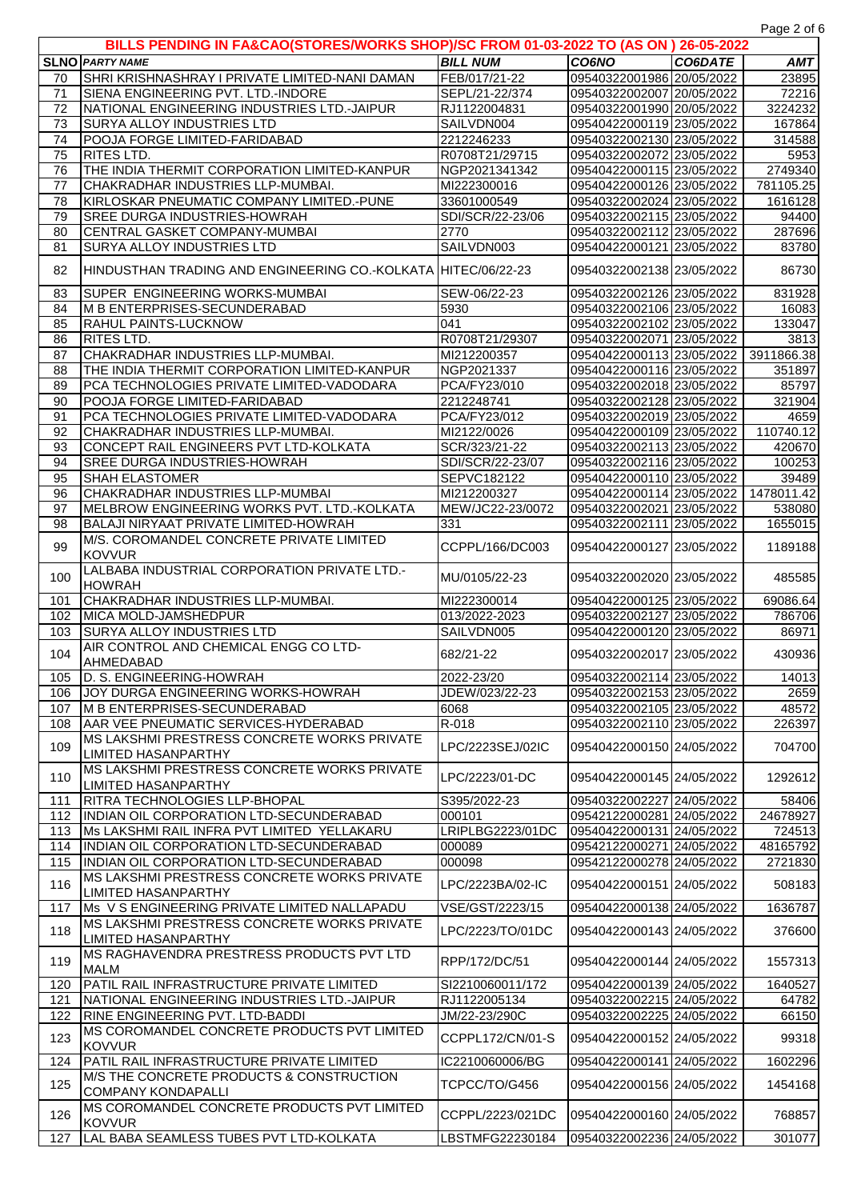## BILLS PENDING IN FA&CAO(STORES/WORKS SHOP)/SC FROM 01-03-2022 TO (AS ON ) 26-05-2022

| SLNO | PARTY NAME | BILL NUM | CO6NO | CO6DATE | AMT |
|---|---|---|---|---|---|
| 70 | SHRI KRISHNASHRAY I PRIVATE LIMITED-NANI DAMAN | FEB/017/21-22 | 09540322001986 | 20/05/2022 | 23895 |
| 71 | SIENA ENGINEERING PVT. LTD.-INDORE | SEPL/21-22/374 | 09540322002007 | 20/05/2022 | 72216 |
| 72 | NATIONAL ENGINEERING INDUSTRIES LTD.-JAIPUR | RJ1122004831 | 09540322001990 | 20/05/2022 | 3224232 |
| 73 | SURYA ALLOY INDUSTRIES LTD | SAILVDN004 | 09540422000119 | 23/05/2022 | 167864 |
| 74 | POOJA FORGE LIMITED-FARIDABAD | 2212246233 | 09540322002130 | 23/05/2022 | 314588 |
| 75 | RITES LTD. | R0708T21/29715 | 09540322002072 | 23/05/2022 | 5953 |
| 76 | THE INDIA THERMIT CORPORATION LIMITED-KANPUR | NGP2021341342 | 09540422000115 | 23/05/2022 | 2749340 |
| 77 | CHAKRADHAR INDUSTRIES LLP-MUMBAI. | MI222300016 | 09540422000126 | 23/05/2022 | 781105.25 |
| 78 | KIRLOSKAR PNEUMATIC COMPANY LIMITED.-PUNE | 33601000549 | 09540322002024 | 23/05/2022 | 1616128 |
| 79 | SREE DURGA INDUSTRIES-HOWRAH | SDI/SCR/22-23/06 | 09540322002115 | 23/05/2022 | 94400 |
| 80 | CENTRAL GASKET COMPANY-MUMBAI | 2770 | 09540322002112 | 23/05/2022 | 287696 |
| 81 | SURYA ALLOY INDUSTRIES LTD | SAILVDN003 | 09540422000121 | 23/05/2022 | 83780 |
| 82 | HINDUSTHAN TRADING AND ENGINEERING CO.-KOLKATA | HITEC/06/22-23 | 09540322002138 | 23/05/2022 | 86730 |
| 83 | SUPER ENGINEERING WORKS-MUMBAI | SEW-06/22-23 | 09540322002126 | 23/05/2022 | 831928 |
| 84 | M B ENTERPRISES-SECUNDERABAD | 5930 | 09540322002106 | 23/05/2022 | 16083 |
| 85 | RAHUL PAINTS-LUCKNOW | 041 | 09540322002102 | 23/05/2022 | 133047 |
| 86 | RITES LTD. | R0708T21/29307 | 09540322002071 | 23/05/2022 | 3813 |
| 87 | CHAKRADHAR INDUSTRIES LLP-MUMBAI. | MI212200357 | 09540422000113 | 23/05/2022 | 3911866.38 |
| 88 | THE INDIA THERMIT CORPORATION LIMITED-KANPUR | NGP2021337 | 09540422000116 | 23/05/2022 | 351897 |
| 89 | PCA TECHNOLOGIES PRIVATE LIMITED-VADODARA | PCA/FY23/010 | 09540322002018 | 23/05/2022 | 85797 |
| 90 | POOJA FORGE LIMITED-FARIDABAD | 2212248741 | 09540322002128 | 23/05/2022 | 321904 |
| 91 | PCA TECHNOLOGIES PRIVATE LIMITED-VADODARA | PCA/FY23/012 | 09540322002019 | 23/05/2022 | 4659 |
| 92 | CHAKRADHAR INDUSTRIES LLP-MUMBAI. | MI2122/0026 | 09540422000109 | 23/05/2022 | 110740.12 |
| 93 | CONCEPT RAIL ENGINEERS PVT LTD-KOLKATA | SCR/323/21-22 | 09540322002113 | 23/05/2022 | 420670 |
| 94 | SREE DURGA INDUSTRIES-HOWRAH | SDI/SCR/22-23/07 | 09540322002116 | 23/05/2022 | 100253 |
| 95 | SHAH ELASTOMER | SEPVC182122 | 09540422000110 | 23/05/2022 | 39489 |
| 96 | CHAKRADHAR INDUSTRIES LLP-MUMBAI | MI212200327 | 09540422000114 | 23/05/2022 | 1478011.42 |
| 97 | MELBROW ENGINEERING WORKS PVT. LTD.-KOLKATA | MEW/JC22-23/0072 | 09540322002021 | 23/05/2022 | 538080 |
| 98 | BALAJI NIRYAAT PRIVATE LIMITED-HOWRAH | 331 | 09540322002111 | 23/05/2022 | 1655015 |
| 99 | M/S. COROMANDEL CONCRETE PRIVATE LIMITED KOVVUR | CCPPL/166/DC003 | 09540422000127 | 23/05/2022 | 1189188 |
| 100 | LALBABA INDUSTRIAL CORPORATION PRIVATE LTD.-HOWRAH | MU/0105/22-23 | 09540322002020 | 23/05/2022 | 485585 |
| 101 | CHAKRADHAR INDUSTRIES LLP-MUMBAI. | MI222300014 | 09540422000125 | 23/05/2022 | 69086.64 |
| 102 | MICA MOLD-JAMSHEDPUR | 013/2022-2023 | 09540322002127 | 23/05/2022 | 786706 |
| 103 | SURYA ALLOY INDUSTRIES LTD | SAILVDN005 | 09540422000120 | 23/05/2022 | 86971 |
| 104 | AIR CONTROL AND CHEMICAL ENGG CO LTD-AHMEDABAD | 682/21-22 | 09540322002017 | 23/05/2022 | 430936 |
| 105 | D. S. ENGINEERING-HOWRAH | 2022-23/20 | 09540322002114 | 23/05/2022 | 14013 |
| 106 | JOY DURGA ENGINEERING WORKS-HOWRAH | JDEW/023/22-23 | 09540322002153 | 23/05/2022 | 2659 |
| 107 | M B ENTERPRISES-SECUNDERABAD | 6068 | 09540322002105 | 23/05/2022 | 48572 |
| 108 | AAR VEE PNEUMATIC SERVICES-HYDERABAD | R-018 | 09540322002110 | 23/05/2022 | 226397 |
| 109 | MS LAKSHMI PRESTRESS CONCRETE WORKS PRIVATE LIMITED HASANPARTHY | LPC/2223SEJ/02IC | 09540422000150 | 24/05/2022 | 704700 |
| 110 | MS LAKSHMI PRESTRESS CONCRETE WORKS PRIVATE LIMITED HASANPARTHY | LPC/2223/01-DC | 09540422000145 | 24/05/2022 | 1292612 |
| 111 | RITRA TECHNOLOGIES LLP-BHOPAL | S395/2022-23 | 09540322002227 | 24/05/2022 | 58406 |
| 112 | INDIAN OIL CORPORATION LTD-SECUNDERABAD | 000101 | 09542122000281 | 24/05/2022 | 24678927 |
| 113 | Ms LAKSHMI RAIL INFRA PVT LIMITED YELLAKARU | LRIPLBG2223/01DC | 09540422000131 | 24/05/2022 | 724513 |
| 114 | INDIAN OIL CORPORATION LTD-SECUNDERABAD | 000089 | 09542122000271 | 24/05/2022 | 48165792 |
| 115 | INDIAN OIL CORPORATION LTD-SECUNDERABAD | 000098 | 09542122000278 | 24/05/2022 | 2721830 |
| 116 | MS LAKSHMI PRESTRESS CONCRETE WORKS PRIVATE LIMITED HASANPARTHY | LPC/2223BA/02-IC | 09540422000151 | 24/05/2022 | 508183 |
| 117 | Ms V S ENGINEERING PRIVATE LIMITED NALLAPADU | VSE/GST/2223/15 | 09540422000138 | 24/05/2022 | 1636787 |
| 118 | MS LAKSHMI PRESTRESS CONCRETE WORKS PRIVATE LIMITED HASANPARTHY | LPC/2223/TO/01DC | 09540422000143 | 24/05/2022 | 376600 |
| 119 | MS RAGHAVENDRA PRESTRESS PRODUCTS PVT LTD MALM | RPP/172/DC/51 | 09540422000144 | 24/05/2022 | 1557313 |
| 120 | PATIL RAIL INFRASTRUCTURE PRIVATE LIMITED | SI2210060011/172 | 09540422000139 | 24/05/2022 | 1640527 |
| 121 | NATIONAL ENGINEERING INDUSTRIES LTD.-JAIPUR | RJ1122005134 | 09540322002215 | 24/05/2022 | 64782 |
| 122 | RINE ENGINEERING PVT. LTD-BADDI | JM/22-23/290C | 09540322002225 | 24/05/2022 | 66150 |
| 123 | MS COROMANDEL CONCRETE PRODUCTS PVT LIMITED KOVVUR | CCPPL172/CN/01-S | 09540422000152 | 24/05/2022 | 99318 |
| 124 | PATIL RAIL INFRASTRUCTURE PRIVATE LIMITED | IC2210060006/BG | 09540422000141 | 24/05/2022 | 1602296 |
| 125 | M/S THE CONCRETE PRODUCTS & CONSTRUCTION COMPANY KONDAPALLI | TCPCC/TO/G456 | 09540422000156 | 24/05/2022 | 1454168 |
| 126 | MS COROMANDEL CONCRETE PRODUCTS PVT LIMITED KOVVUR | CCPPL/2223/021DC | 09540422000160 | 24/05/2022 | 768857 |
| 127 | LAL BABA SEAMLESS TUBES PVT LTD-KOLKATA | LBSTMFG22230184 | 09540322002236 | 24/05/2022 | 301077 |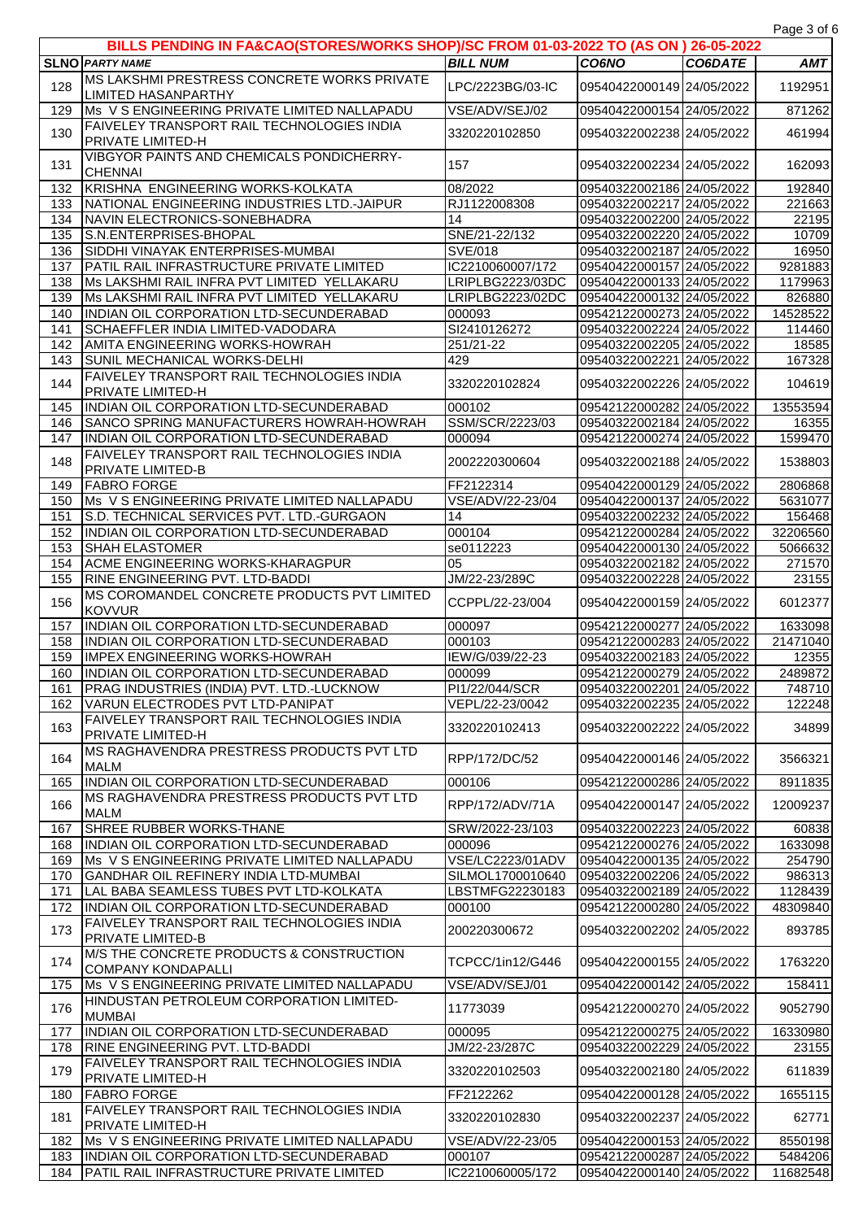## BILLS PENDING IN FA&CAO(STORES/WORKS SHOP)/SC FROM 01-03-2022 TO (AS ON ) 26-05-2022

| SLNO | PARTY NAME | BILL NUM | CO6NO | CO6DATE | AMT |
|---|---|---|---|---|---|
| 128 | MS LAKSHMI PRESTRESS CONCRETE WORKS PRIVATE LIMITED HASANPARTHY | LPC/2223BG/03-IC | 09540422000149 | 24/05/2022 | 1192951 |
| 129 | Ms V S ENGINEERING PRIVATE LIMITED NALLAPADU | VSE/ADV/SEJ/02 | 09540422000154 | 24/05/2022 | 871262 |
| 130 | FAIVELEY TRANSPORT RAIL TECHNOLOGIES INDIA PRIVATE LIMITED-H | 3320220102850 | 09540322002238 | 24/05/2022 | 461994 |
| 131 | VIBGYOR PAINTS AND CHEMICALS PONDICHERRY-CHENNAI | 157 | 09540322002234 | 24/05/2022 | 162093 |
| 132 | KRISHNA ENGINEERING WORKS-KOLKATA | 08/2022 | 09540322002186 | 24/05/2022 | 192840 |
| 133 | NATIONAL ENGINEERING INDUSTRIES LTD.-JAIPUR | RJ1122008308 | 09540322002217 | 24/05/2022 | 221663 |
| 134 | NAVIN ELECTRONICS-SONEBHADRA | 14 | 09540322002200 | 24/05/2022 | 22195 |
| 135 | S.N.ENTERPRISES-BHOPAL | SNE/21-22/132 | 09540322002220 | 24/05/2022 | 10709 |
| 136 | SIDDHI VINAYAK ENTERPRISES-MUMBAI | SVE/018 | 09540322002187 | 24/05/2022 | 16950 |
| 137 | PATIL RAIL INFRASTRUCTURE PRIVATE LIMITED | IC2210060007/172 | 09540422000157 | 24/05/2022 | 9281883 |
| 138 | Ms LAKSHMI RAIL INFRA PVT LIMITED YELLAKARU | LRIPLBG2223/03DC | 09540422000133 | 24/05/2022 | 1179963 |
| 139 | Ms LAKSHMI RAIL INFRA PVT LIMITED YELLAKARU | LRIPLBG2223/02DC | 09540422000132 | 24/05/2022 | 826880 |
| 140 | INDIAN OIL CORPORATION LTD-SECUNDERABAD | 000093 | 09542122000273 | 24/05/2022 | 14528522 |
| 141 | SCHAEFFLER INDIA LIMITED-VADODARA | SI2410126272 | 09540322002224 | 24/05/2022 | 114460 |
| 142 | AMITA ENGINEERING WORKS-HOWRAH | 251/21-22 | 09540322002205 | 24/05/2022 | 18585 |
| 143 | SUNIL MECHANICAL WORKS-DELHI | 429 | 09540322002221 | 24/05/2022 | 167328 |
| 144 | FAIVELEY TRANSPORT RAIL TECHNOLOGIES INDIA PRIVATE LIMITED-H | 3320220102824 | 09540322002226 | 24/05/2022 | 104619 |
| 145 | INDIAN OIL CORPORATION LTD-SECUNDERABAD | 000102 | 09542122000282 | 24/05/2022 | 13553594 |
| 146 | SANCO SPRING MANUFACTURERS HOWRAH-HOWRAH | SSM/SCR/2223/03 | 09540322002184 | 24/05/2022 | 16355 |
| 147 | INDIAN OIL CORPORATION LTD-SECUNDERABAD | 000094 | 09542122000274 | 24/05/2022 | 1599470 |
| 148 | FAIVELEY TRANSPORT RAIL TECHNOLOGIES INDIA PRIVATE LIMITED-B | 2002220300604 | 09540322002188 | 24/05/2022 | 1538803 |
| 149 | FABRO FORGE | FF2122314 | 09540422000129 | 24/05/2022 | 2806868 |
| 150 | Ms V S ENGINEERING PRIVATE LIMITED NALLAPADU | VSE/ADV/22-23/04 | 09540422000137 | 24/05/2022 | 5631077 |
| 151 | S.D. TECHNICAL SERVICES PVT. LTD.-GURGAON | 14 | 09540322002232 | 24/05/2022 | 156468 |
| 152 | INDIAN OIL CORPORATION LTD-SECUNDERABAD | 000104 | 09542122000284 | 24/05/2022 | 32206560 |
| 153 | SHAH ELASTOMER | se0112223 | 09540422000130 | 24/05/2022 | 5066632 |
| 154 | ACME ENGINEERING WORKS-KHARAGPUR | 05 | 09540322002182 | 24/05/2022 | 271570 |
| 155 | RINE ENGINEERING PVT. LTD-BADDI | JM/22-23/289C | 09540322002228 | 24/05/2022 | 23155 |
| 156 | MS COROMANDEL CONCRETE PRODUCTS PVT LIMITED KOVVUR | CCPPL/22-23/004 | 09540422000159 | 24/05/2022 | 6012377 |
| 157 | INDIAN OIL CORPORATION LTD-SECUNDERABAD | 000097 | 09542122000277 | 24/05/2022 | 1633098 |
| 158 | INDIAN OIL CORPORATION LTD-SECUNDERABAD | 000103 | 09542122000283 | 24/05/2022 | 21471040 |
| 159 | IMPEX ENGINEERING WORKS-HOWRAH | IEW/G/039/22-23 | 09540322002183 | 24/05/2022 | 12355 |
| 160 | INDIAN OIL CORPORATION LTD-SECUNDERABAD | 000099 | 09542122000279 | 24/05/2022 | 2489872 |
| 161 | PRAG INDUSTRIES (INDIA) PVT. LTD.-LUCKNOW | PI1/22/044/SCR | 09540322002201 | 24/05/2022 | 748710 |
| 162 | VARUN ELECTRODES PVT LTD-PANIPAT | VEPL/22-23/0042 | 09540322002235 | 24/05/2022 | 122248 |
| 163 | FAIVELEY TRANSPORT RAIL TECHNOLOGIES INDIA PRIVATE LIMITED-H | 3320220102413 | 09540322002222 | 24/05/2022 | 34899 |
| 164 | MS RAGHAVENDRA PRESTRESS PRODUCTS PVT LTD MALM | RPP/172/DC/52 | 09540422000146 | 24/05/2022 | 3566321 |
| 165 | INDIAN OIL CORPORATION LTD-SECUNDERABAD | 000106 | 09542122000286 | 24/05/2022 | 8911835 |
| 166 | MS RAGHAVENDRA PRESTRESS PRODUCTS PVT LTD MALM | RPP/172/ADV/71A | 09540422000147 | 24/05/2022 | 12009237 |
| 167 | SHREE RUBBER WORKS-THANE | SRW/2022-23/103 | 09540322002223 | 24/05/2022 | 60838 |
| 168 | INDIAN OIL CORPORATION LTD-SECUNDERABAD | 000096 | 09542122000276 | 24/05/2022 | 1633098 |
| 169 | Ms V S ENGINEERING PRIVATE LIMITED NALLAPADU | VSE/LC2223/01ADV | 09540422000135 | 24/05/2022 | 254790 |
| 170 | GANDHAR OIL REFINERY INDIA LTD-MUMBAI | SILMOL1700010640 | 09540322002206 | 24/05/2022 | 986313 |
| 171 | LAL BABA SEAMLESS TUBES PVT LTD-KOLKATA | LBSTMFG22230183 | 09540322002189 | 24/05/2022 | 1128439 |
| 172 | INDIAN OIL CORPORATION LTD-SECUNDERABAD | 000100 | 09542122000280 | 24/05/2022 | 48309840 |
| 173 | FAIVELEY TRANSPORT RAIL TECHNOLOGIES INDIA PRIVATE LIMITED-B | 200220300672 | 09540322002202 | 24/05/2022 | 893785 |
| 174 | M/S THE CONCRETE PRODUCTS & CONSTRUCTION COMPANY KONDAPALLI | TCPCC/1in12/G446 | 09540422000155 | 24/05/2022 | 1763220 |
| 175 | Ms V S ENGINEERING PRIVATE LIMITED NALLAPADU | VSE/ADV/SEJ/01 | 09540422000142 | 24/05/2022 | 158411 |
| 176 | HINDUSTAN PETROLEUM CORPORATION LIMITED-MUMBAI | 11773039 | 09542122000270 | 24/05/2022 | 9052790 |
| 177 | INDIAN OIL CORPORATION LTD-SECUNDERABAD | 000095 | 09542122000275 | 24/05/2022 | 16330980 |
| 178 | RINE ENGINEERING PVT. LTD-BADDI | JM/22-23/287C | 09540322002229 | 24/05/2022 | 23155 |
| 179 | FAIVELEY TRANSPORT RAIL TECHNOLOGIES INDIA PRIVATE LIMITED-H | 3320220102503 | 09540322002180 | 24/05/2022 | 611839 |
| 180 | FABRO FORGE | FF2122262 | 09540422000128 | 24/05/2022 | 1655115 |
| 181 | FAIVELEY TRANSPORT RAIL TECHNOLOGIES INDIA PRIVATE LIMITED-H | 3320220102830 | 09540322002237 | 24/05/2022 | 62771 |
| 182 | Ms V S ENGINEERING PRIVATE LIMITED NALLAPADU | VSE/ADV/22-23/05 | 09540422000153 | 24/05/2022 | 8550198 |
| 183 | INDIAN OIL CORPORATION LTD-SECUNDERABAD | 000107 | 09542122000287 | 24/05/2022 | 5484206 |
| 184 | PATIL RAIL INFRASTRUCTURE PRIVATE LIMITED | IC2210060005/172 | 09540422000140 | 24/05/2022 | 11682548 |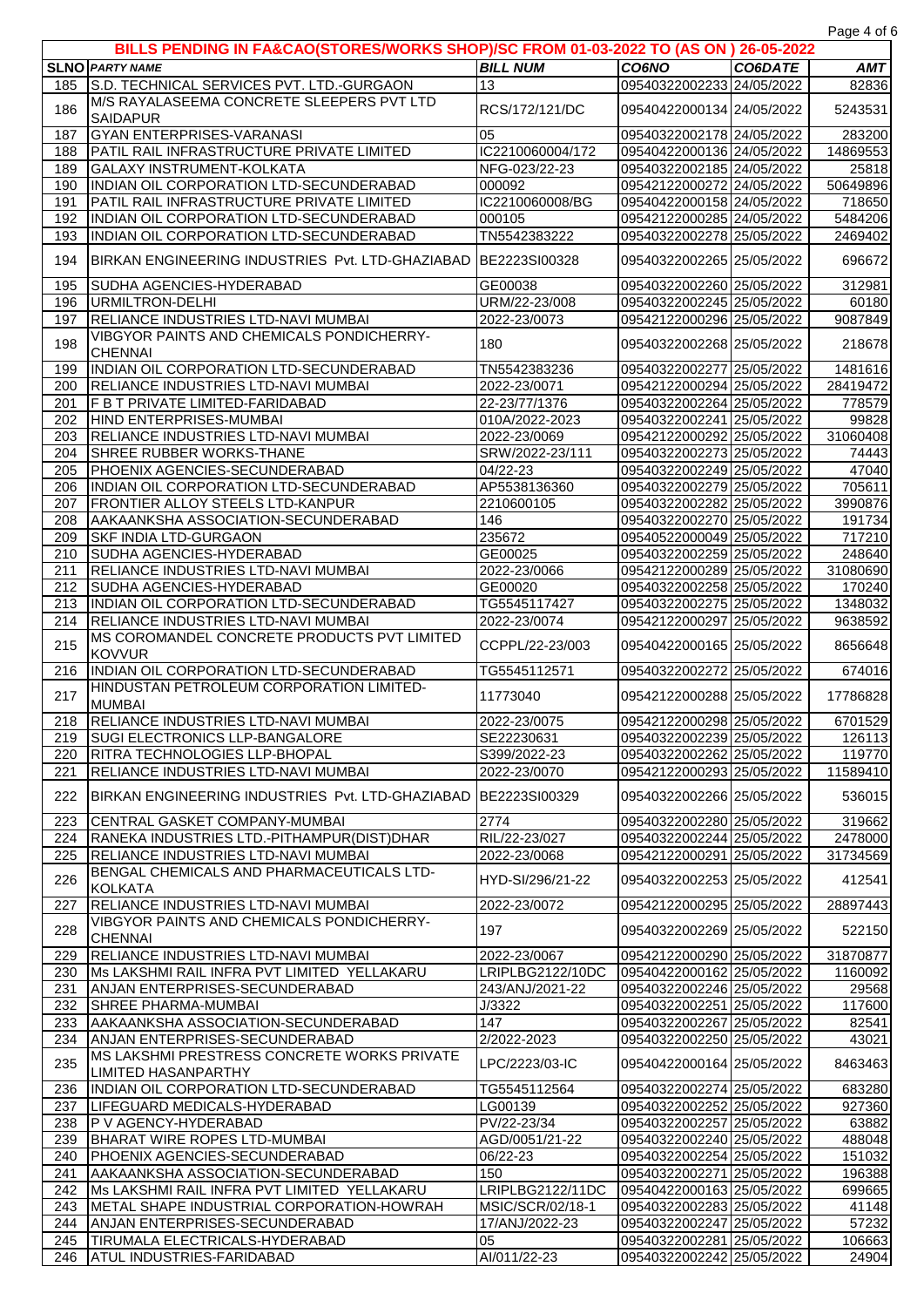## BILLS PENDING IN FA&CAO(STORES/WORKS SHOP)/SC FROM 01-03-2022 TO (AS ON ) 26-05-2022

| SLNO | PARTY NAME | BILL NUM | CO6NO | CO6DATE | AMT |
|---|---|---|---|---|---|
| 185 | S.D. TECHNICAL SERVICES PVT. LTD.-GURGAON | 13 | 09540322002233 | 24/05/2022 | 82836 |
| 186 | M/S RAYALASEEMA CONCRETE SLEEPERS PVT LTD SAIDAPUR | RCS/172/121/DC | 09540422000134 | 24/05/2022 | 5243531 |
| 187 | GYAN ENTERPRISES-VARANASI | 05 | 09540322002178 | 24/05/2022 | 283200 |
| 188 | PATIL RAIL INFRASTRUCTURE PRIVATE LIMITED | IC2210060004/172 | 09540422000136 | 24/05/2022 | 14869553 |
| 189 | GALAXY INSTRUMENT-KOLKATA | NFG-023/22-23 | 09540322002185 | 24/05/2022 | 25818 |
| 190 | INDIAN OIL CORPORATION LTD-SECUNDERABAD | 000092 | 09542122000272 | 24/05/2022 | 50649896 |
| 191 | PATIL RAIL INFRASTRUCTURE PRIVATE LIMITED | IC2210060008/BG | 09540422000158 | 24/05/2022 | 718650 |
| 192 | INDIAN OIL CORPORATION LTD-SECUNDERABAD | 000105 | 09542122000285 | 24/05/2022 | 5484206 |
| 193 | INDIAN OIL CORPORATION LTD-SECUNDERABAD | TN5542383222 | 09540322002278 | 25/05/2022 | 2469402 |
| 194 | BIRKAN ENGINEERING INDUSTRIES Pvt. LTD-GHAZIABAD | BE2223SI00328 | 09540322002265 | 25/05/2022 | 696672 |
| 195 | SUDHA AGENCIES-HYDERABAD | GE00038 | 09540322002260 | 25/05/2022 | 312981 |
| 196 | URMILTRON-DELHI | URM/22-23/008 | 09540322002245 | 25/05/2022 | 60180 |
| 197 | RELIANCE INDUSTRIES LTD-NAVI MUMBAI | 2022-23/0073 | 09542122000296 | 25/05/2022 | 9087849 |
| 198 | VIBGYOR PAINTS AND CHEMICALS PONDICHERRY-CHENNAI | 180 | 09540322002268 | 25/05/2022 | 218678 |
| 199 | INDIAN OIL CORPORATION LTD-SECUNDERABAD | TN5542383236 | 09540322002277 | 25/05/2022 | 1481616 |
| 200 | RELIANCE INDUSTRIES LTD-NAVI MUMBAI | 2022-23/0071 | 09542122000294 | 25/05/2022 | 28419472 |
| 201 | F B T PRIVATE LIMITED-FARIDABAD | 22-23/77/1376 | 09540322002264 | 25/05/2022 | 778579 |
| 202 | HIND ENTERPRISES-MUMBAI | 010A/2022-2023 | 09540322002241 | 25/05/2022 | 99828 |
| 203 | RELIANCE INDUSTRIES LTD-NAVI MUMBAI | 2022-23/0069 | 09542122000292 | 25/05/2022 | 31060408 |
| 204 | SHREE RUBBER WORKS-THANE | SRW/2022-23/111 | 09540322002273 | 25/05/2022 | 74443 |
| 205 | PHOENIX AGENCIES-SECUNDERABAD | 04/22-23 | 09540322002249 | 25/05/2022 | 47040 |
| 206 | INDIAN OIL CORPORATION LTD-SECUNDERABAD | AP5538136360 | 09540322002279 | 25/05/2022 | 705611 |
| 207 | FRONTIER ALLOY STEELS LTD-KANPUR | 2210600105 | 09540322002282 | 25/05/2022 | 3990876 |
| 208 | AAKAANKSHA ASSOCIATION-SECUNDERABAD | 146 | 09540322002270 | 25/05/2022 | 191734 |
| 209 | SKF INDIA LTD-GURGAON | 235672 | 09540522000049 | 25/05/2022 | 717210 |
| 210 | SUDHA AGENCIES-HYDERABAD | GE00025 | 09540322002259 | 25/05/2022 | 248640 |
| 211 | RELIANCE INDUSTRIES LTD-NAVI MUMBAI | 2022-23/0066 | 09542122000289 | 25/05/2022 | 31080690 |
| 212 | SUDHA AGENCIES-HYDERABAD | GE00020 | 09540322002258 | 25/05/2022 | 170240 |
| 213 | INDIAN OIL CORPORATION LTD-SECUNDERABAD | TG5545117427 | 09540322002275 | 25/05/2022 | 1348032 |
| 214 | RELIANCE INDUSTRIES LTD-NAVI MUMBAI | 2022-23/0074 | 09542122000297 | 25/05/2022 | 9638592 |
| 215 | MS COROMANDEL CONCRETE PRODUCTS PVT LIMITED KOVVUR | CCPPL/22-23/003 | 09540422000165 | 25/05/2022 | 8656648 |
| 216 | INDIAN OIL CORPORATION LTD-SECUNDERABAD | TG5545112571 | 09540322002272 | 25/05/2022 | 674016 |
| 217 | HINDUSTAN PETROLEUM CORPORATION LIMITED-MUMBAI | 11773040 | 09542122000288 | 25/05/2022 | 17786828 |
| 218 | RELIANCE INDUSTRIES LTD-NAVI MUMBAI | 2022-23/0075 | 09542122000298 | 25/05/2022 | 6701529 |
| 219 | SUGI ELECTRONICS LLP-BANGALORE | SE22230631 | 09540322002239 | 25/05/2022 | 126113 |
| 220 | RITRA TECHNOLOGIES LLP-BHOPAL | S399/2022-23 | 09540322002262 | 25/05/2022 | 119770 |
| 221 | RELIANCE INDUSTRIES LTD-NAVI MUMBAI | 2022-23/0070 | 09542122000293 | 25/05/2022 | 11589410 |
| 222 | BIRKAN ENGINEERING INDUSTRIES Pvt. LTD-GHAZIABAD | BE2223SI00329 | 09540322002266 | 25/05/2022 | 536015 |
| 223 | CENTRAL GASKET COMPANY-MUMBAI | 2774 | 09540322002280 | 25/05/2022 | 319662 |
| 224 | RANEKA INDUSTRIES LTD.-PITHAMPUR(DIST)DHAR | RIL/22-23/027 | 09540322002244 | 25/05/2022 | 2478000 |
| 225 | RELIANCE INDUSTRIES LTD-NAVI MUMBAI | 2022-23/0068 | 09542122000291 | 25/05/2022 | 31734569 |
| 226 | BENGAL CHEMICALS AND PHARMACEUTICALS LTD-KOLKATA | HYD-SI/296/21-22 | 09540322002253 | 25/05/2022 | 412541 |
| 227 | RELIANCE INDUSTRIES LTD-NAVI MUMBAI | 2022-23/0072 | 09542122000295 | 25/05/2022 | 28897443 |
| 228 | VIBGYOR PAINTS AND CHEMICALS PONDICHERRY-CHENNAI | 197 | 09540322002269 | 25/05/2022 | 522150 |
| 229 | RELIANCE INDUSTRIES LTD-NAVI MUMBAI | 2022-23/0067 | 09542122000290 | 25/05/2022 | 31870877 |
| 230 | Ms LAKSHMI RAIL INFRA PVT LIMITED YELLAKARU | LRIPLBG2122/10DC | 09540422000162 | 25/05/2022 | 1160092 |
| 231 | ANJAN ENTERPRISES-SECUNDERABAD | 243/ANJ/2021-22 | 09540322002246 | 25/05/2022 | 29568 |
| 232 | SHREE PHARMA-MUMBAI | J/3322 | 09540322002251 | 25/05/2022 | 117600 |
| 233 | AAKAANKSHA ASSOCIATION-SECUNDERABAD | 147 | 09540322002267 | 25/05/2022 | 82541 |
| 234 | ANJAN ENTERPRISES-SECUNDERABAD | 2/2022-2023 | 09540322002250 | 25/05/2022 | 43021 |
| 235 | MS LAKSHMI PRESTRESS CONCRETE WORKS PRIVATE LIMITED HASANPARTHY | LPC/2223/03-IC | 09540422000164 | 25/05/2022 | 8463463 |
| 236 | INDIAN OIL CORPORATION LTD-SECUNDERABAD | TG5545112564 | 09540322002274 | 25/05/2022 | 683280 |
| 237 | LIFEGUARD MEDICALS-HYDERABAD | LG00139 | 09540322002252 | 25/05/2022 | 927360 |
| 238 | P V AGENCY-HYDERABAD | PV/22-23/34 | 09540322002257 | 25/05/2022 | 63882 |
| 239 | BHARAT WIRE ROPES LTD-MUMBAI | AGD/0051/21-22 | 09540322002240 | 25/05/2022 | 488048 |
| 240 | PHOENIX AGENCIES-SECUNDERABAD | 06/22-23 | 09540322002254 | 25/05/2022 | 151032 |
| 241 | AAKAANKSHA ASSOCIATION-SECUNDERABAD | 150 | 09540322002271 | 25/05/2022 | 196388 |
| 242 | Ms LAKSHMI RAIL INFRA PVT LIMITED YELLAKARU | LRIPLBG2122/11DC | 09540422000163 | 25/05/2022 | 699665 |
| 243 | METAL SHAPE INDUSTRIAL CORPORATION-HOWRAH | MSIC/SCR/02/18-1 | 09540322002283 | 25/05/2022 | 41148 |
| 244 | ANJAN ENTERPRISES-SECUNDERABAD | 17/ANJ/2022-23 | 09540322002247 | 25/05/2022 | 57232 |
| 245 | TIRUMALA ELECTRICALS-HYDERABAD | 05 | 09540322002281 | 25/05/2022 | 106663 |
| 246 | ATUL INDUSTRIES-FARIDABAD | AI/011/22-23 | 09540322002242 | 25/05/2022 | 24904 |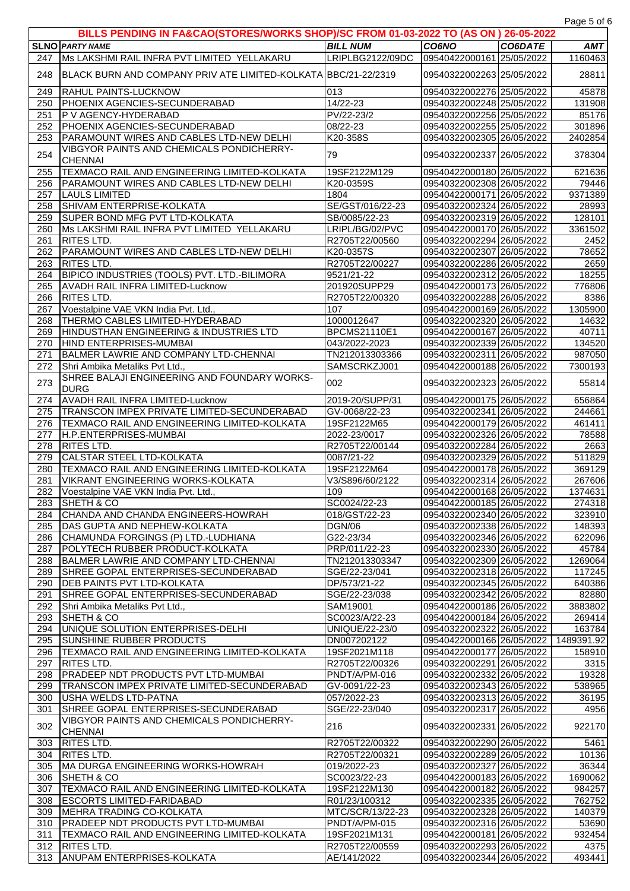**BILLS PENDING IN FA&CAO(STORES/WORKS SHOP)/SC FROM 01-03-2022 TO (AS ON ) 26-05-2022**

| SLNO | PARTY NAME | BILL NUM | CO6NO | CO6DATE | AMT |
|---|---|---|---|---|---|
| 247 | Ms LAKSHMI RAIL INFRA PVT LIMITED YELLAKARU | LRIPLBG2122/09DC | 09540422000161 | 25/05/2022 | 1160463 |
| 248 | BLACK BURN AND COMPANY PRIV ATE LIMITED-KOLKATA | BBC/21-22/2319 | 09540322002263 | 25/05/2022 | 28811 |
| 249 | RAHUL PAINTS-LUCKNOW | 013 | 09540322002276 | 25/05/2022 | 45878 |
| 250 | PHOENIX AGENCIES-SECUNDERABAD | 14/22-23 | 09540322002248 | 25/05/2022 | 131908 |
| 251 | P V AGENCY-HYDERABAD | PV/22-23/2 | 09540322002256 | 25/05/2022 | 85176 |
| 252 | PHOENIX AGENCIES-SECUNDERABAD | 08/22-23 | 09540322002255 | 25/05/2022 | 301896 |
| 253 | PARAMOUNT WIRES AND CABLES LTD-NEW DELHI | K20-358S | 09540322002305 | 26/05/2022 | 2402854 |
| 254 | VIBGYOR PAINTS AND CHEMICALS PONDICHERRY-CHENNAI | 79 | 09540322002337 | 26/05/2022 | 378304 |
| 255 | TEXMACO RAIL AND ENGINEERING LIMITED-KOLKATA | 19SF2122M129 | 09540422000180 | 26/05/2022 | 621636 |
| 256 | PARAMOUNT WIRES AND CABLES LTD-NEW DELHI | K20-0359S | 09540322002308 | 26/05/2022 | 79446 |
| 257 | LAULS LIMITED | 1804 | 09540422000171 | 26/05/2022 | 9371389 |
| 258 | SHIVAM ENTERPRISE-KOLKATA | SE/GST/016/22-23 | 09540322002324 | 26/05/2022 | 28993 |
| 259 | SUPER BOND MFG PVT LTD-KOLKATA | SB/0085/22-23 | 09540322002319 | 26/05/2022 | 128101 |
| 260 | Ms LAKSHMI RAIL INFRA PVT LIMITED YELLAKARU | LRIPL/BG/02/PVC | 09540422000170 | 26/05/2022 | 3361502 |
| 261 | RITES LTD. | R2705T22/00560 | 09540322002294 | 26/05/2022 | 2452 |
| 262 | PARAMOUNT WIRES AND CABLES LTD-NEW DELHI | K20-0357S | 09540322002307 | 26/05/2022 | 78652 |
| 263 | RITES LTD. | R2705T22/00227 | 09540322002286 | 26/05/2022 | 2659 |
| 264 | BIPICO INDUSTRIES (TOOLS) PVT. LTD.-BILIMORA | 9521/21-22 | 09540322002312 | 26/05/2022 | 18255 |
| 265 | AVADH RAIL INFRA LIMITED-Lucknow | 201920SUPP29 | 09540422000173 | 26/05/2022 | 776806 |
| 266 | RITES LTD. | R2705T22/00288 | 09540322002288 | 26/05/2022 | 8386 |
| 267 | Voestalpine VAE VKN India Pvt. Ltd., | 107 | 09540422000169 | 26/05/2022 | 1305900 |
| 268 | THERMO CABLES LIMITED-HYDERABAD | 1000012647 | 09540322002320 | 26/05/2022 | 14632 |
| 269 | HINDUSTHAN ENGINEERING & INDUSTRIES LTD | BPCMS21110E1 | 09540422000167 | 26/05/2022 | 40711 |
| 270 | HIND ENTERPRISES-MUMBAI | 043/2022-2023 | 09540322002339 | 26/05/2022 | 134520 |
| 271 | BALMER LAWRIE AND COMPANY LTD-CHENNAI | TN212013303366 | 09540322002311 | 26/05/2022 | 987050 |
| 272 | Shri Ambika Metaliks Pvt Ltd., | SAMSCRKZJ001 | 09540422000188 | 26/05/2022 | 7300193 |
| 273 | SHREE BALAJI ENGINEERING AND FOUNDARY WORKS-DURG | 002 | 09540322002323 | 26/05/2022 | 55814 |
| 274 | AVADH RAIL INFRA LIMITED-Lucknow | 2019-20/SUPP/31 | 09540422000175 | 26/05/2022 | 656864 |
| 275 | TRANSCON IMPEX PRIVATE LIMITED-SECUNDERABAD | GV-0068/22-23 | 09540322002341 | 26/05/2022 | 244661 |
| 276 | TEXMACO RAIL AND ENGINEERING LIMITED-KOLKATA | 19SF2122M65 | 09540422000179 | 26/05/2022 | 461411 |
| 277 | H.P.ENTERPRISES-MUMBAI | 2022-23/0017 | 09540322002326 | 26/05/2022 | 78588 |
| 278 | RITES LTD. | R2705T22/00144 | 09540322002284 | 26/05/2022 | 2663 |
| 279 | CALSTAR STEEL LTD-KOLKATA | 0087/21-22 | 09540322002329 | 26/05/2022 | 511829 |
| 280 | TEXMACO RAIL AND ENGINEERING LIMITED-KOLKATA | 19SF2122M64 | 09540422000178 | 26/05/2022 | 369129 |
| 281 | VIKRANT ENGINEERING WORKS-KOLKATA | V3/S896/60/2122 | 09540322002314 | 26/05/2022 | 267606 |
| 282 | Voestalpine VAE VKN India Pvt. Ltd., | 109 | 09540422000168 | 26/05/2022 | 1374631 |
| 283 | SHETH & CO | SC0024/22-23 | 09540422000185 | 26/05/2022 | 274318 |
| 284 | CHANDA AND CHANDA ENGINEERS-HOWRAH | 018/GST/22-23 | 09540322002340 | 26/05/2022 | 323910 |
| 285 | DAS GUPTA AND NEPHEW-KOLKATA | DGN/06 | 09540322002338 | 26/05/2022 | 148393 |
| 286 | CHAMUNDA FORGINGS (P) LTD.-LUDHIANA | G22-23/34 | 09540322002346 | 26/05/2022 | 622096 |
| 287 | POLYTECH RUBBER PRODUCT-KOLKATA | PRP/011/22-23 | 09540322002330 | 26/05/2022 | 45784 |
| 288 | BALMER LAWRIE AND COMPANY LTD-CHENNAI | TN212013303347 | 09540322002309 | 26/05/2022 | 1269064 |
| 289 | SHREE GOPAL ENTERPRISES-SECUNDERABAD | SGE/22-23/041 | 09540322002318 | 26/05/2022 | 117245 |
| 290 | DEB PAINTS PVT LTD-KOLKATA | DP/573/21-22 | 09540322002345 | 26/05/2022 | 640386 |
| 291 | SHREE GOPAL ENTERPRISES-SECUNDERABAD | SGE/22-23/038 | 09540322002342 | 26/05/2022 | 82880 |
| 292 | Shri Ambika Metaliks Pvt Ltd., | SAM19001 | 09540422000186 | 26/05/2022 | 3883802 |
| 293 | SHETH & CO | SC0023/A/22-23 | 09540422000184 | 26/05/2022 | 269414 |
| 294 | UNIQUE SOLUTION ENTERPRISES-DELHI | UNIQUE/22-23/0 | 09540322002322 | 26/05/2022 | 163784 |
| 295 | SUNSHINE RUBBER PRODUCTS | DN007202122 | 09540422000166 | 26/05/2022 | 1489391.92 |
| 296 | TEXMACO RAIL AND ENGINEERING LIMITED-KOLKATA | 19SF2021M118 | 09540422000177 | 26/05/2022 | 158910 |
| 297 | RITES LTD. | R2705T22/00326 | 09540322002291 | 26/05/2022 | 3315 |
| 298 | PRADEEP NDT PRODUCTS PVT LTD-MUMBAI | PNDT/A/PM-016 | 09540322002332 | 26/05/2022 | 19328 |
| 299 | TRANSCON IMPEX PRIVATE LIMITED-SECUNDERABAD | GV-0091/22-23 | 09540322002343 | 26/05/2022 | 538965 |
| 300 | USHA WELDS LTD-PATNA | 057/2022-23 | 09540322002313 | 26/05/2022 | 36195 |
| 301 | SHREE GOPAL ENTERPRISES-SECUNDERABAD | SGE/22-23/040 | 09540322002317 | 26/05/2022 | 4956 |
| 302 | VIBGYOR PAINTS AND CHEMICALS PONDICHERRY-CHENNAI | 216 | 09540322002331 | 26/05/2022 | 922170 |
| 303 | RITES LTD. | R2705T22/00322 | 09540322002290 | 26/05/2022 | 5461 |
| 304 | RITES LTD. | R2705T22/00321 | 09540322002289 | 26/05/2022 | 10136 |
| 305 | MA DURGA ENGINEERING WORKS-HOWRAH | 019/2022-23 | 09540322002327 | 26/05/2022 | 36344 |
| 306 | SHETH & CO | SC0023/22-23 | 09540422000183 | 26/05/2022 | 1690062 |
| 307 | TEXMACO RAIL AND ENGINEERING LIMITED-KOLKATA | 19SF2122M130 | 09540422000182 | 26/05/2022 | 984257 |
| 308 | ESCORTS LIMITED-FARIDABAD | R01/23/100312 | 09540322002335 | 26/05/2022 | 762752 |
| 309 | MEHRA TRADING CO-KOLKATA | MTC/SCR/13/22-23 | 09540322002328 | 26/05/2022 | 140379 |
| 310 | PRADEEP NDT PRODUCTS PVT LTD-MUMBAI | PNDT/A/PM-015 | 09540322002316 | 26/05/2022 | 53690 |
| 311 | TEXMACO RAIL AND ENGINEERING LIMITED-KOLKATA | 19SF2021M131 | 09540422000181 | 26/05/2022 | 932454 |
| 312 | RITES LTD. | R2705T22/00559 | 09540322002293 | 26/05/2022 | 4375 |
| 313 | ANUPAM ENTERPRISES-KOLKATA | AE/141/2022 | 09540322002344 | 26/05/2022 | 493441 |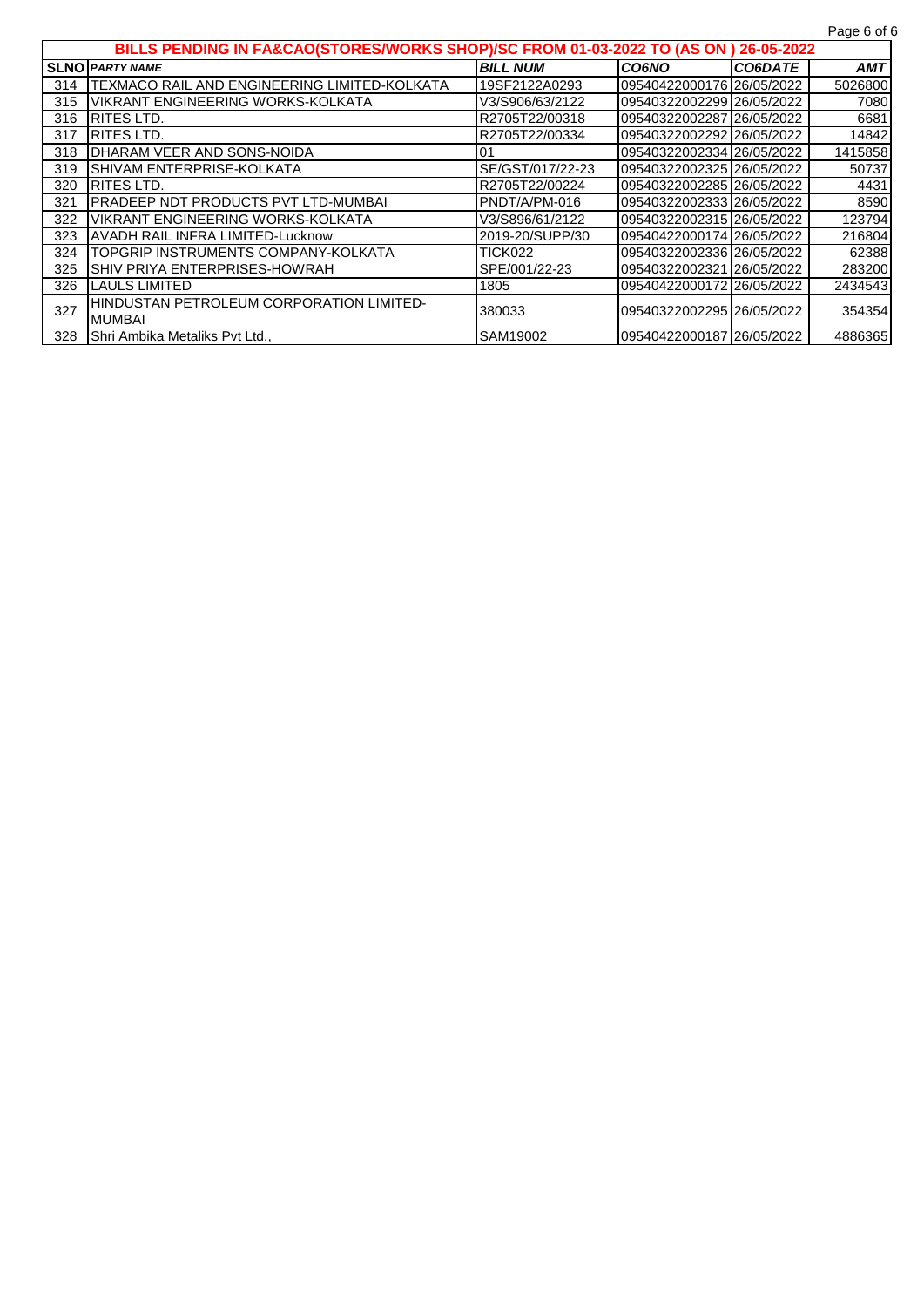| BILLS PENDING IN FA&CAO(STORES/WORKS SHOP)/SC FROM 01-03-2022 TO (AS ON ) 26-05-2022 | | | | | |
|---|---|---|---|---|---|
| **SLNO** | ***PARTY NAME*** | ***BILL NUM*** | ***CO6NO*** | ***CO6DATE*** | ***AMT*** |
| 314 | TEXMACO RAIL AND ENGINEERING LIMITED-KOLKATA | 19SF2122A0293 | 09540422000176 | 26/05/2022 | 5026800 |
| 315 | VIKRANT ENGINEERING WORKS-KOLKATA | V3/S906/63/2122 | 09540322002299 | 26/05/2022 | 7080 |
| 316 | RITES LTD. | R2705T22/00318 | 09540322002287 | 26/05/2022 | 6681 |
| 317 | RITES LTD. | R2705T22/00334 | 09540322002292 | 26/05/2022 | 14842 |
| 318 | DHARAM VEER AND SONS-NOIDA | 01 | 09540322002334 | 26/05/2022 | 1415858 |
| 319 | SHIVAM ENTERPRISE-KOLKATA | SE/GST/017/22-23 | 09540322002325 | 26/05/2022 | 50737 |
| 320 | RITES LTD. | R2705T22/00224 | 09540322002285 | 26/05/2022 | 4431 |
| 321 | PRADEEP NDT PRODUCTS PVT LTD-MUMBAI | PNDT/A/PM-016 | 09540322002333 | 26/05/2022 | 8590 |
| 322 | VIKRANT ENGINEERING WORKS-KOLKATA | V3/S896/61/2122 | 09540322002315 | 26/05/2022 | 123794 |
| 323 | AVADH RAIL INFRA LIMITED-Lucknow | 2019-20/SUPP/30 | 09540422000174 | 26/05/2022 | 216804 |
| 324 | TOPGRIP INSTRUMENTS COMPANY-KOLKATA | TICK022 | 09540322002336 | 26/05/2022 | 62388 |
| 325 | SHIV PRIYA ENTERPRISES-HOWRAH | SPE/001/22-23 | 09540322002321 | 26/05/2022 | 283200 |
| 326 | LAULS LIMITED | 1805 | 09540422000172 | 26/05/2022 | 2434543 |
| 327 | HINDUSTAN PETROLEUM CORPORATION LIMITED-MUMBAI | 380033 | 09540322002295 | 26/05/2022 | 354354 |
| 328 | Shri Ambika Metaliks Pvt Ltd., | SAM19002 | 09540422000187 | 26/05/2022 | 4886365 |